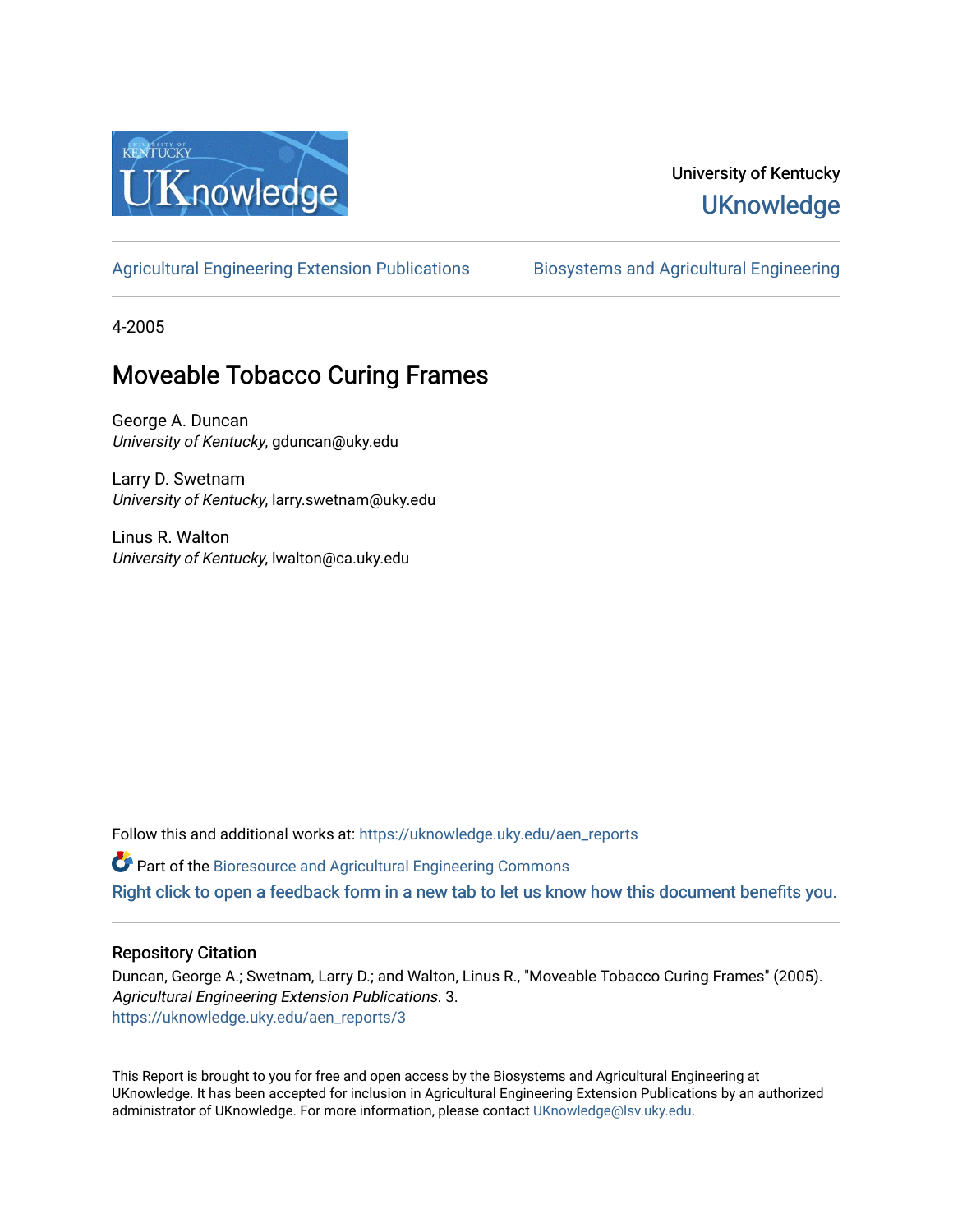University of Kentucky

UKnowledge

Agricultural Engineering Extension Publications | Biosystems and Agricultural Engineering

4-2005

# Moveable Tobacco Curing Frames

George A. Duncan
*University of Kentucky*, gduncan@uky.edu

Larry D. Swetnam
*University of Kentucky*, larry.swetnam@uky.edu

Linus R. Walton
*University of Kentucky*, lwalton@ca.uky.edu

Follow this and additional works at: https://uknowledge.uky.edu/aen_reports

Part of the Bioresource and Agricultural Engineering Commons

Right click to open a feedback form in a new tab to let us know how this document benefits you.

## Repository Citation

Duncan, George A.; Swetnam, Larry D.; and Walton, Linus R., "Moveable Tobacco Curing Frames" (2005). *Agricultural Engineering Extension Publications*. 3.
https://uknowledge.uky.edu/aen_reports/3

This Report is brought to you for free and open access by the Biosystems and Agricultural Engineering at UKnowledge. It has been accepted for inclusion in Agricultural Engineering Extension Publications by an authorized administrator of UKnowledge. For more information, please contact UKnowledge@lsv.uky.edu.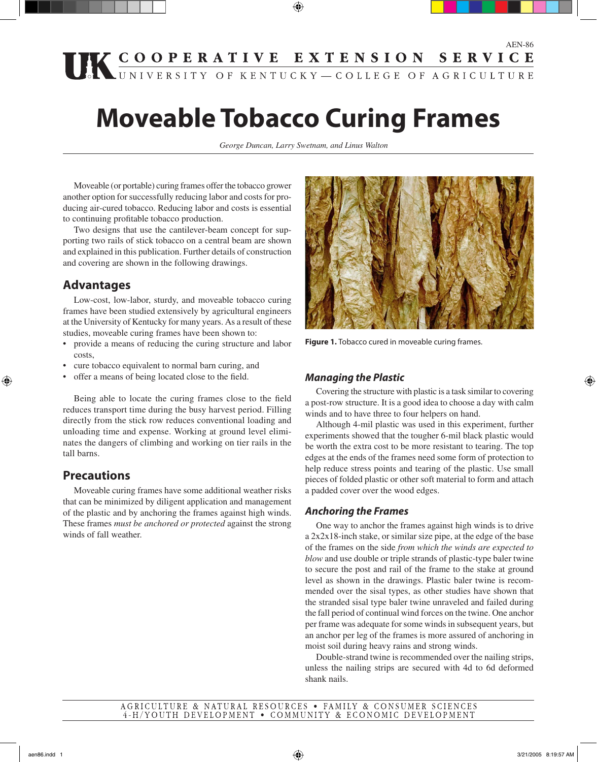AEN-86

# Moveable Tobacco Curing Frames

*George Duncan, Larry Swetnam, and Linus Walton*

Moveable (or portable) curing frames offer the tobacco grower another option for successfully reducing labor and costs for producing air-cured tobacco. Reducing labor and costs is essential to continuing profitable tobacco production.

Two designs that use the cantilever-beam concept for supporting two rails of stick tobacco on a central beam are shown and explained in this publication. Further details of construction and covering are shown in the following drawings.

## Advantages

Low-cost, low-labor, sturdy, and moveable tobacco curing frames have been studied extensively by agricultural engineers at the University of Kentucky for many years. As a result of these studies, moveable curing frames have been shown to:

- provide a means of reducing the curing structure and labor costs,
- cure tobacco equivalent to normal barn curing, and
- offer a means of being located close to the field.

Being able to locate the curing frames close to the field reduces transport time during the busy harvest period. Filling directly from the stick row reduces conventional loading and unloading time and expense. Working at ground level eliminates the dangers of climbing and working on tier rails in the tall barns.

## Precautions

Moveable curing frames have some additional weather risks that can be minimized by diligent application and management of the plastic and by anchoring the frames against high winds. These frames *must be anchored or protected* against the strong winds of fall weather.

**Figure 1.** Tobacco cured in moveable curing frames.

### *Managing the Plastic*

Covering the structure with plastic is a task similar to covering a post-row structure. It is a good idea to choose a day with calm winds and to have three to four helpers on hand.

Although 4-mil plastic was used in this experiment, further experiments showed that the tougher 6-mil black plastic would be worth the extra cost to be more resistant to tearing. The top edges at the ends of the frames need some form of protection to help reduce stress points and tearing of the plastic. Use small pieces of folded plastic or other soft material to form and attach a padded cover over the wood edges.

### *Anchoring the Frames*

One way to anchor the frames against high winds is to drive a 2x2x18-inch stake, or similar size pipe, at the edge of the base of the frames on the side *from which the winds are expected to blow* and use double or triple strands of plastic-type baler twine to secure the post and rail of the frame to the stake at ground level as shown in the drawings. Plastic baler twine is recommended over the sisal types, as other studies have shown that the stranded sisal type baler twine unraveled and failed during the fall period of continual wind forces on the twine. One anchor per frame was adequate for some winds in subsequent years, but an anchor per leg of the frames is more assured of anchoring in moist soil during heavy rains and strong winds.

Double-strand twine is recommended over the nailing strips, unless the nailing strips are secured with 4d to 6d deformed shank nails.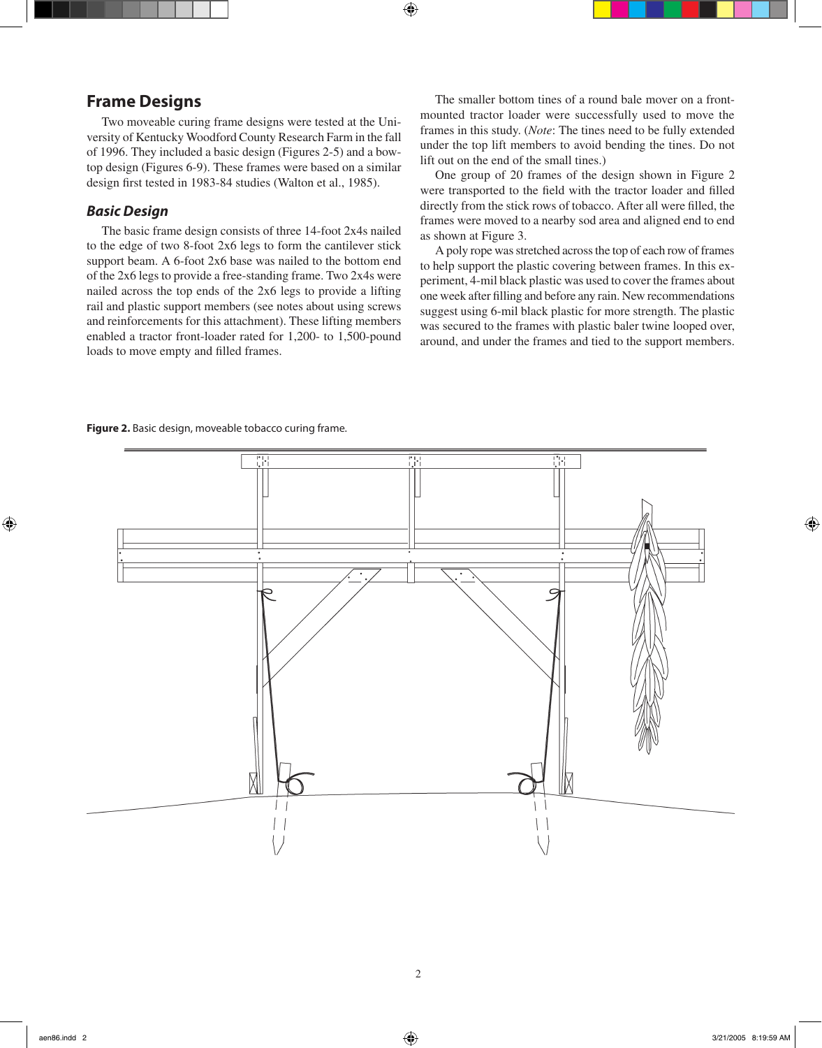## Frame Designs

Two moveable curing frame designs were tested at the University of Kentucky Woodford County Research Farm in the fall of 1996. They included a basic design (Figures 2-5) and a bow-top design (Figures 6-9). These frames were based on a similar design first tested in 1983-84 studies (Walton et al., 1985).

### *Basic Design*

The basic frame design consists of three 14-foot 2x4s nailed to the edge of two 8-foot 2x6 legs to form the cantilever stick support beam. A 6-foot 2x6 base was nailed to the bottom end of the 2x6 legs to provide a free-standing frame. Two 2x4s were nailed across the top ends of the 2x6 legs to provide a lifting rail and plastic support members (see notes about using screws and reinforcements for this attachment). These lifting members enabled a tractor front-loader rated for 1,200- to 1,500-pound loads to move empty and filled frames.

The smaller bottom tines of a round bale mover on a front-mounted tractor loader were successfully used to move the frames in this study. (*Note*: The tines need to be fully extended under the top lift members to avoid bending the tines. Do not lift out on the end of the small tines.)

One group of 20 frames of the design shown in Figure 2 were transported to the field with the tractor loader and filled directly from the stick rows of tobacco. After all were filled, the frames were moved to a nearby sod area and aligned end to end as shown at Figure 3.

A poly rope was stretched across the top of each row of frames to help support the plastic covering between frames. In this experiment, 4-mil black plastic was used to cover the frames about one week after filling and before any rain. New recommendations suggest using 6-mil black plastic for more strength. The plastic was secured to the frames with plastic baler twine looped over, around, and under the frames and tied to the support members.

**Figure 2.** Basic design, moveable tobacco curing frame.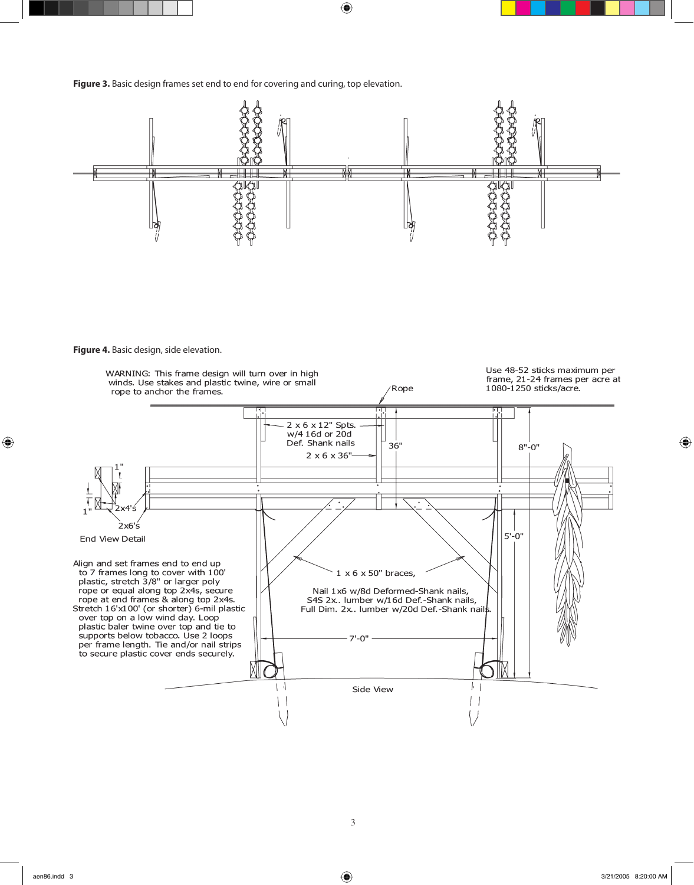**Figure 3.** Basic design frames set end to end for covering and curing, top elevation.

**Figure 4.** Basic design, side elevation.

WARNING: This frame design will turn over in high winds. Use stakes and plastic twine, wire or small rope to anchor the frames.

Use 48-52 sticks maximum per frame, 21-24 frames per acre at 1080-1250 sticks/acre.

Rope

2 x 6 x 12" Spts. w/4 16d or 20d Def. Shank nails

2 x 6 x 36"

36"

8"-0"

1"

1"

2x4's

2x6's

End View Detail

5'-0"

Align and set frames end to end up to 7 frames long to cover with 100' plastic, stretch 3/8" or larger poly rope or equal along top 2x4s, secure rope at end frames & along top 2x4s. Stretch 16'x100' (or shorter) 6-mil plastic over top on a low wind day. Loop plastic baler twine over top and tie to supports below tobacco. Use 2 loops per frame length. Tie and/or nail strips to secure plastic cover ends securely.

1 x 6 x 50" braces,

Nail 1x6 w/8d Deformed-Shank nails, S4S 2x.. lumber w/16d Def.-Shank nails, Full Dim. 2x.. lumber w/20d Def.-Shank nails.

7'-0"

Side View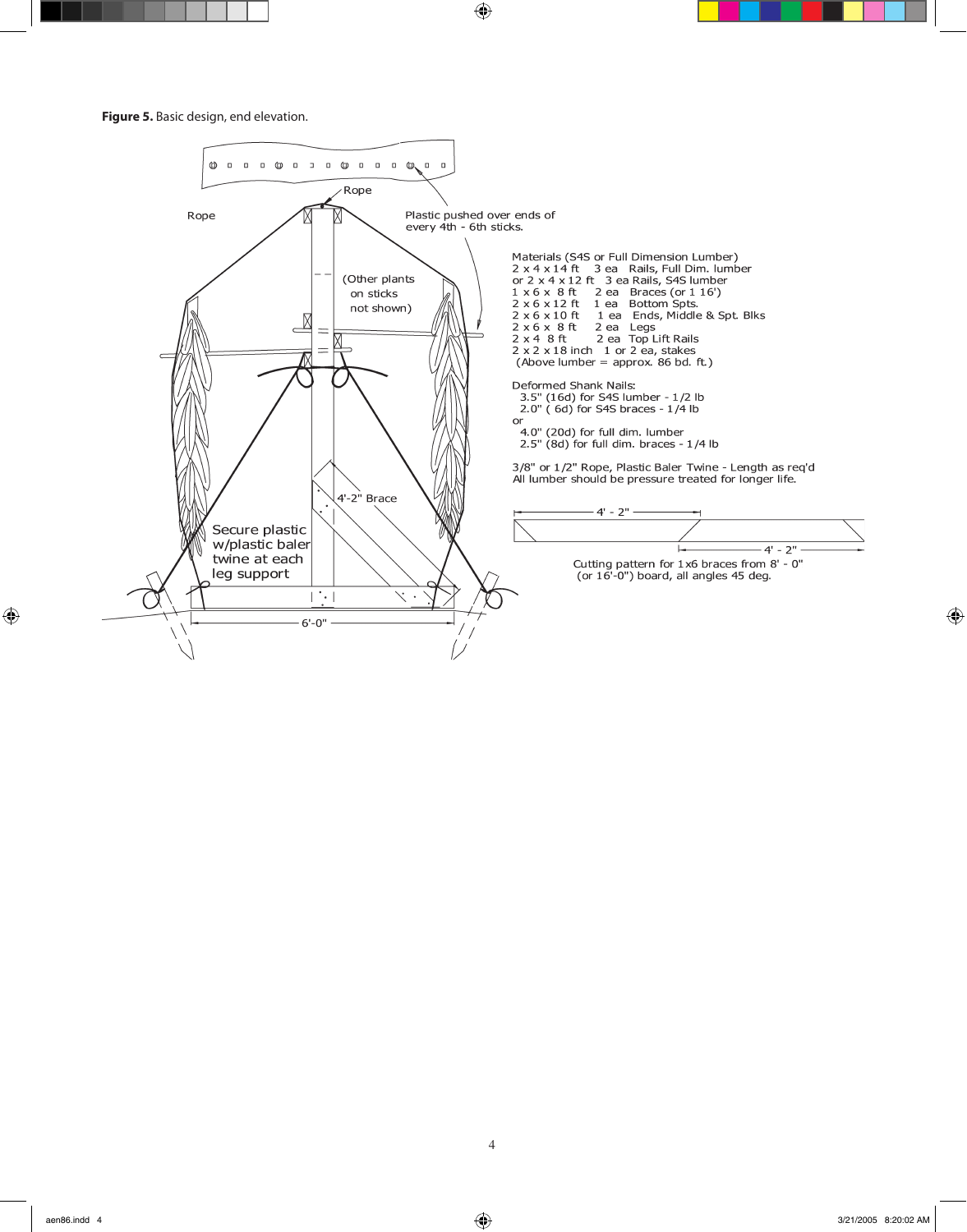**Figure 5.** Basic design, end elevation.

Rope

Rope

Plastic pushed over ends of every 4th - 6th sticks.

(Other plants on sticks not shown)

4'-2" Brace

Secure plastic w/plastic baler twine at each leg support

6'-0"

Materials (S4S or Full Dimension Lumber)

| | | |
|---|---|---|
| 2 x 4 x 14 ft | 3 ea | Rails, Full Dim. lumber |
| or 2 x 4 x 12 ft | 3 ea | Rails, S4S lumber |
| 1 x 6 x 8 ft | 2 ea | Braces (or 1 16') |
| 2 x 6 x 12 ft | 1 ea | Bottom Spts. |
| 2 x 6 x 10 ft | 1 ea | Ends, Middle & Spt. Blks |
| 2 x 6 x 8 ft | 2 ea | Legs |
| 2 x 4 8 ft | 2 ea | Top Lift Rails |
| 2 x 2 x 18 inch | 1 or 2 ea, | stakes |

(Above lumber = approx. 86 bd. ft.)

Deformed Shank Nails:

- 3.5" (16d) for S4S lumber - 1/2 lb
- 2.0" ( 6d) for S4S braces - 1/4 lb

or

- 4.0" (20d) for full dim. lumber
- 2.5" (8d) for full dim. braces - 1/4 lb

3/8" or 1/2" Rope, Plastic Baler Twine - Length as req'd

All lumber should be pressure treated for longer life.

4' - 2"

4' - 2"

Cutting pattern for 1x6 braces from 8' - 0" (or 16'-0") board, all angles 45 deg.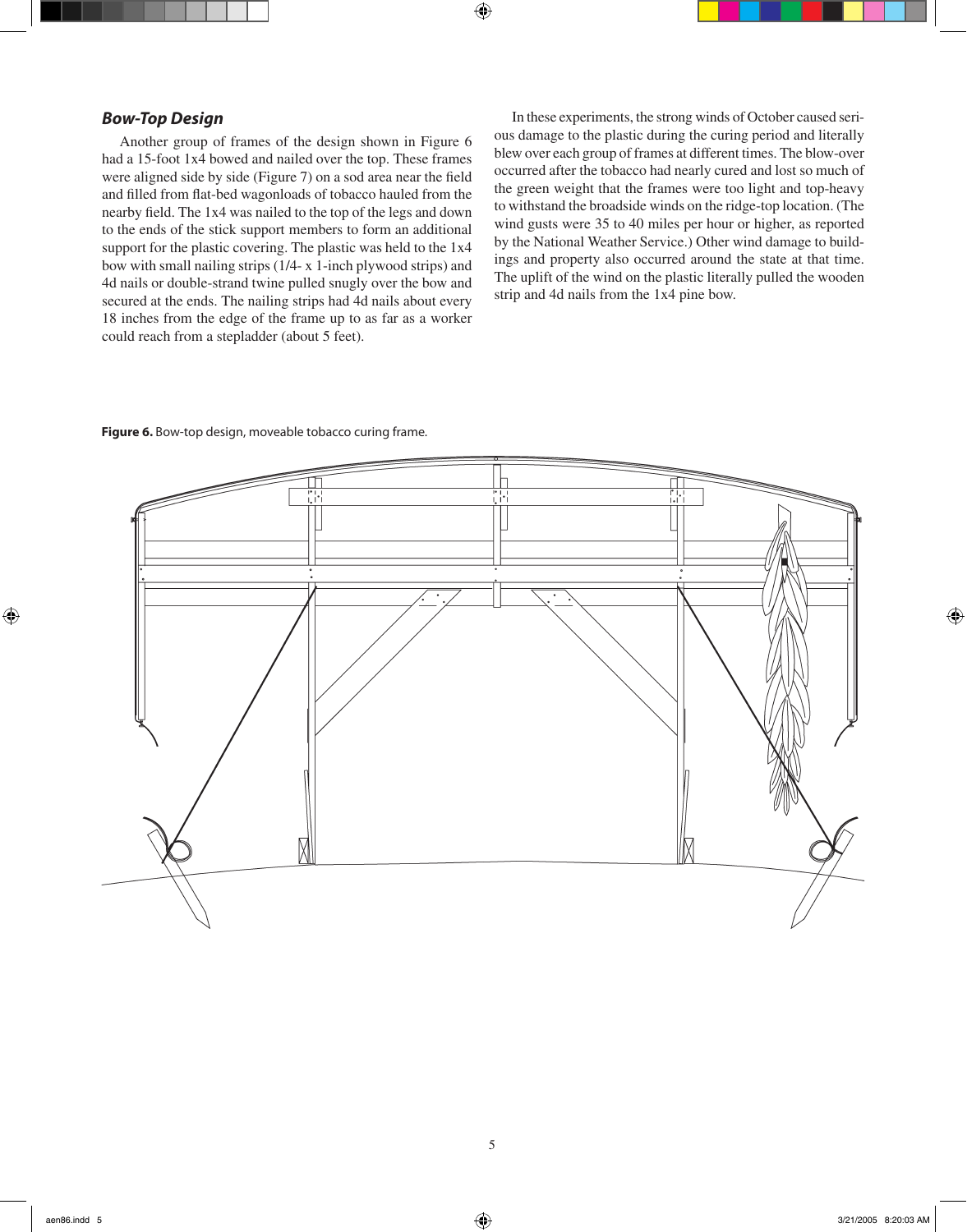### *Bow-Top Design*

Another group of frames of the design shown in Figure 6 had a 15-foot 1x4 bowed and nailed over the top. These frames were aligned side by side (Figure 7) on a sod area near the field and filled from flat-bed wagonloads of tobacco hauled from the nearby field. The 1x4 was nailed to the top of the legs and down to the ends of the stick support members to form an additional support for the plastic covering. The plastic was held to the 1x4 bow with small nailing strips (1/4- x 1-inch plywood strips) and 4d nails or double-strand twine pulled snugly over the bow and secured at the ends. The nailing strips had 4d nails about every 18 inches from the edge of the frame up to as far as a worker could reach from a stepladder (about 5 feet).

In these experiments, the strong winds of October caused serious damage to the plastic during the curing period and literally blew over each group of frames at different times. The blow-over occurred after the tobacco had nearly cured and lost so much of the green weight that the frames were too light and top-heavy to withstand the broadside winds on the ridge-top location. (The wind gusts were 35 to 40 miles per hour or higher, as reported by the National Weather Service.) Other wind damage to buildings and property also occurred around the state at that time. The uplift of the wind on the plastic literally pulled the wooden strip and 4d nails from the 1x4 pine bow.

**Figure 6.** Bow-top design, moveable tobacco curing frame.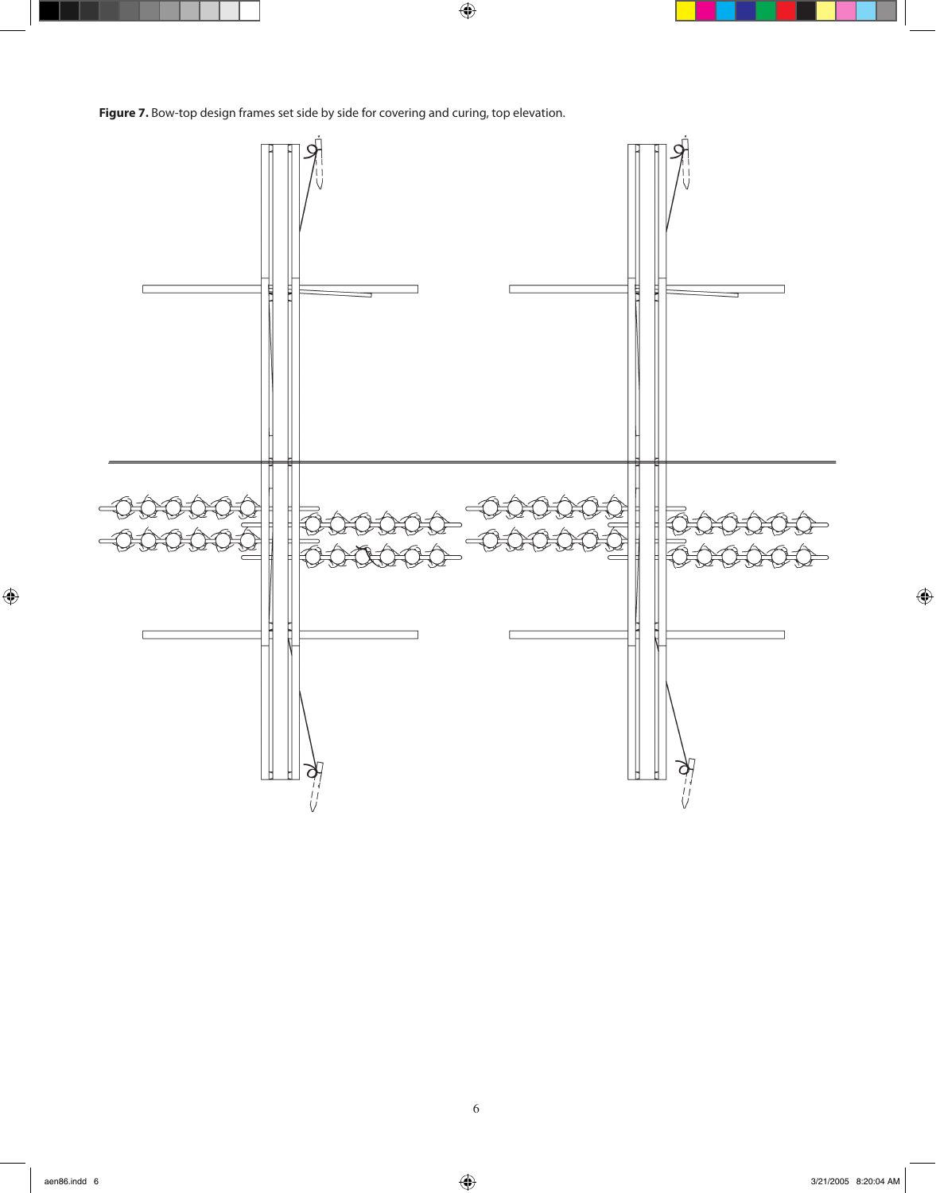**Figure 7.** Bow-top design frames set side by side for covering and curing, top elevation.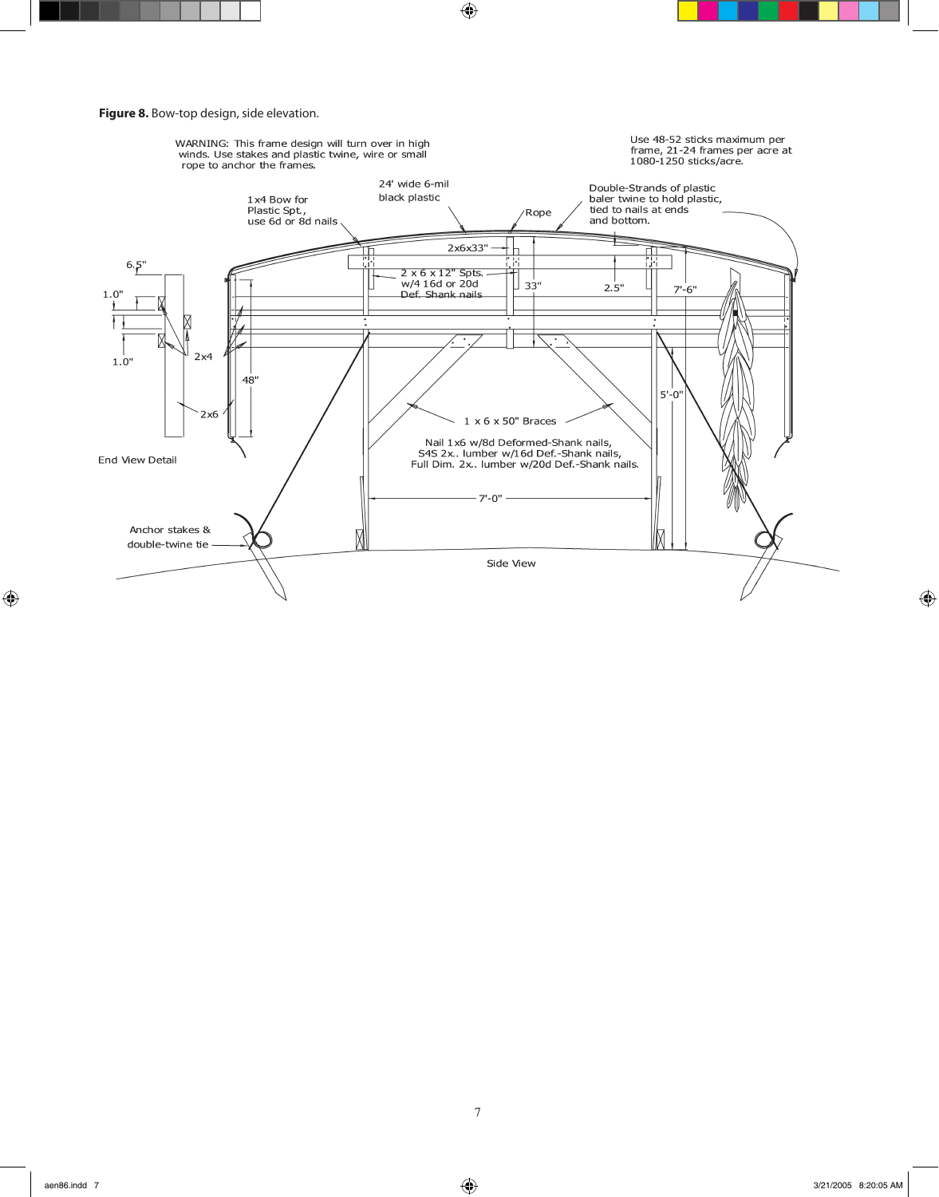**Figure 8.** Bow-top design, side elevation.

WARNING: This frame design will turn over in high winds. Use stakes and plastic twine, wire or small rope to anchor the frames.

Use 48-52 sticks maximum per frame, 21-24 frames per acre at 1080-1250 sticks/acre.

24' wide 6-mil black plastic

1x4 Bow for Plastic Spt., use 6d or 8d nails

Rope

Double-Strands of plastic baler twine to hold plastic, tied to nails at ends and bottom.

2x6x33"

2 x 6 x 12" Spts. w/4 16d or 20d Def. Shank nails

33"

2.5"

7'-6"

6.5"

1.0"

1.0"

2x4

2x6

48"

End View Detail

5'-0"

1 x 6 x 50" Braces

Nail 1x6 w/8d Deformed-Shank nails, S4S 2x.. lumber w/16d Def.-Shank nails, Full Dim. 2x.. lumber w/20d Def.-Shank nails.

7'-0"

Anchor stakes & double-twine tie

Side View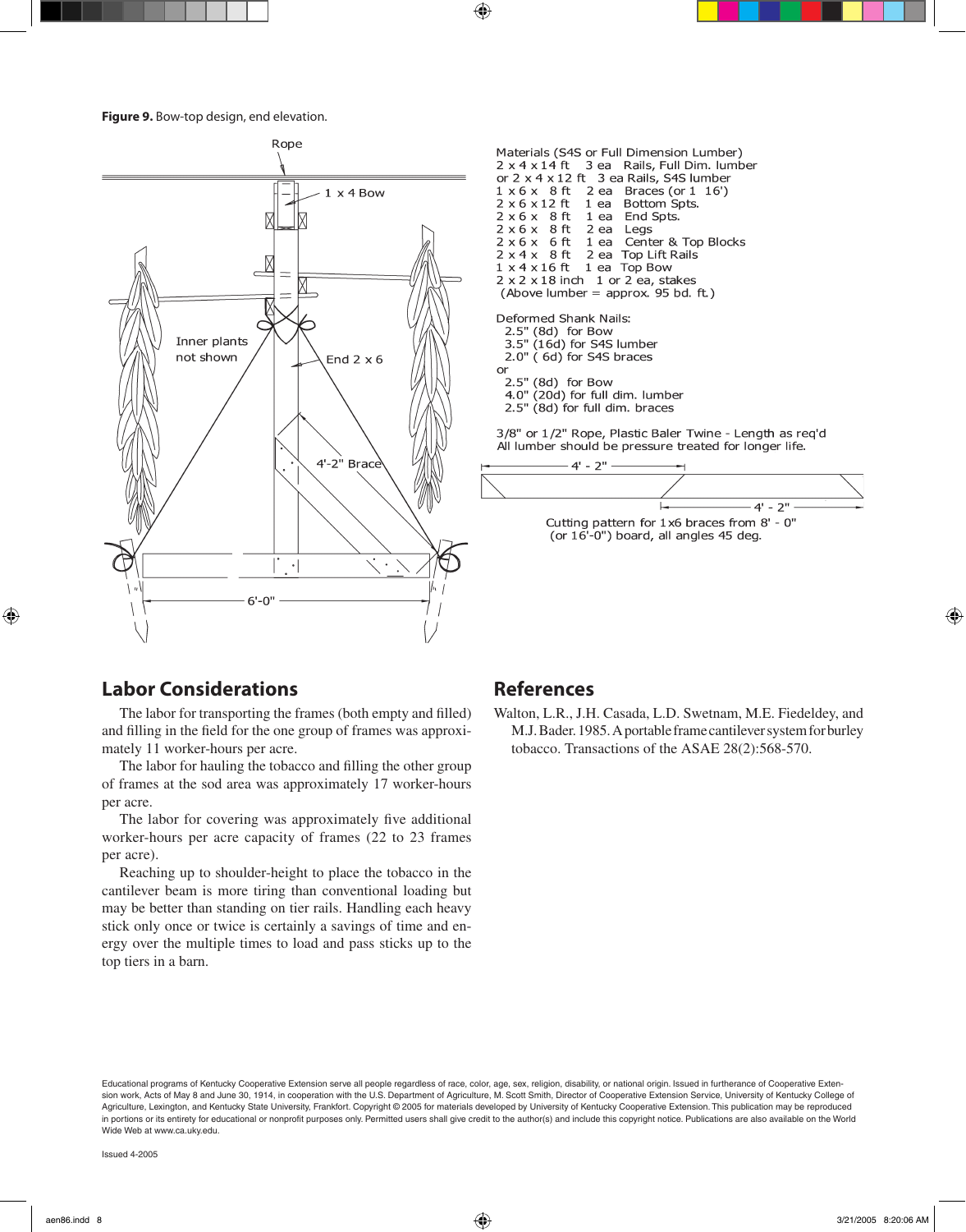**Figure 9.** Bow-top design, end elevation.

Rope

1 x 4 Bow

Inner plants not shown

End 2 x 6

4'-2" Brace

6'-0"

Materials (S4S or Full Dimension Lumber)
2 x 4 x 14 ft 3 ea Rails, Full Dim. lumber
or 2 x 4 x 12 ft 3 ea Rails, S4S lumber
1 x 6 x 8 ft 2 ea Braces (or 1 16')
2 x 6 x 12 ft 1 ea Bottom Spts.
2 x 6 x 8 ft 1 ea End Spts.
2 x 6 x 8 ft 2 ea Legs
2 x 6 x 6 ft 1 ea Center & Top Blocks
2 x 4 x 8 ft 2 ea Top Lift Rails
1 x 4 x 16 ft 1 ea Top Bow
2 x 2 x 18 inch 1 or 2 ea, stakes
(Above lumber = approx. 95 bd. ft.)

Deformed Shank Nails:
2.5" (8d) for Bow
3.5" (16d) for S4S lumber
2.0" (6d) for S4S braces
or
2.5" (8d) for Bow
4.0" (20d) for full dim. lumber
2.5" (8d) for full dim. braces

3/8" or 1/2" Rope, Plastic Baler Twine - Length as req'd
All lumber should be pressure treated for longer life.

4' - 2"

4' - 2"

Cutting pattern for 1x6 braces from 8' - 0" (or 16'-0") board, all angles 45 deg.

## Labor Considerations

The labor for transporting the frames (both empty and filled) and filling in the field for the one group of frames was approximately 11 worker-hours per acre.

The labor for hauling the tobacco and filling the other group of frames at the sod area was approximately 17 worker-hours per acre.

The labor for covering was approximately five additional worker-hours per acre capacity of frames (22 to 23 frames per acre).

Reaching up to shoulder-height to place the tobacco in the cantilever beam is more tiring than conventional loading but may be better than standing on tier rails. Handling each heavy stick only once or twice is certainly a savings of time and energy over the multiple times to load and pass sticks up to the top tiers in a barn.

## References

Walton, L.R., J.H. Casada, L.D. Swetnam, M.E. Fiedeldey, and M.J. Bader. 1985. A portable frame cantilever system for burley tobacco. Transactions of the ASAE 28(2):568-570.

Educational programs of Kentucky Cooperative Extension serve all people regardless of race, color, age, sex, religion, disability, or national origin. Issued in furtherance of Cooperative Extension work, Acts of May 8 and June 30, 1914, in cooperation with the U.S. Department of Agriculture, M. Scott Smith, Director of Cooperative Extension Service, University of Kentucky College of Agriculture, Lexington, and Kentucky State University, Frankfort. Copyright © 2005 for materials developed by University of Kentucky Cooperative Extension. This publication may be reproduced in portions or its entirety for educational or nonprofit purposes only. Permitted users shall give credit to the author(s) and include this copyright notice. Publications are also available on the World Wide Web at www.ca.uky.edu.

Issued 4-2005